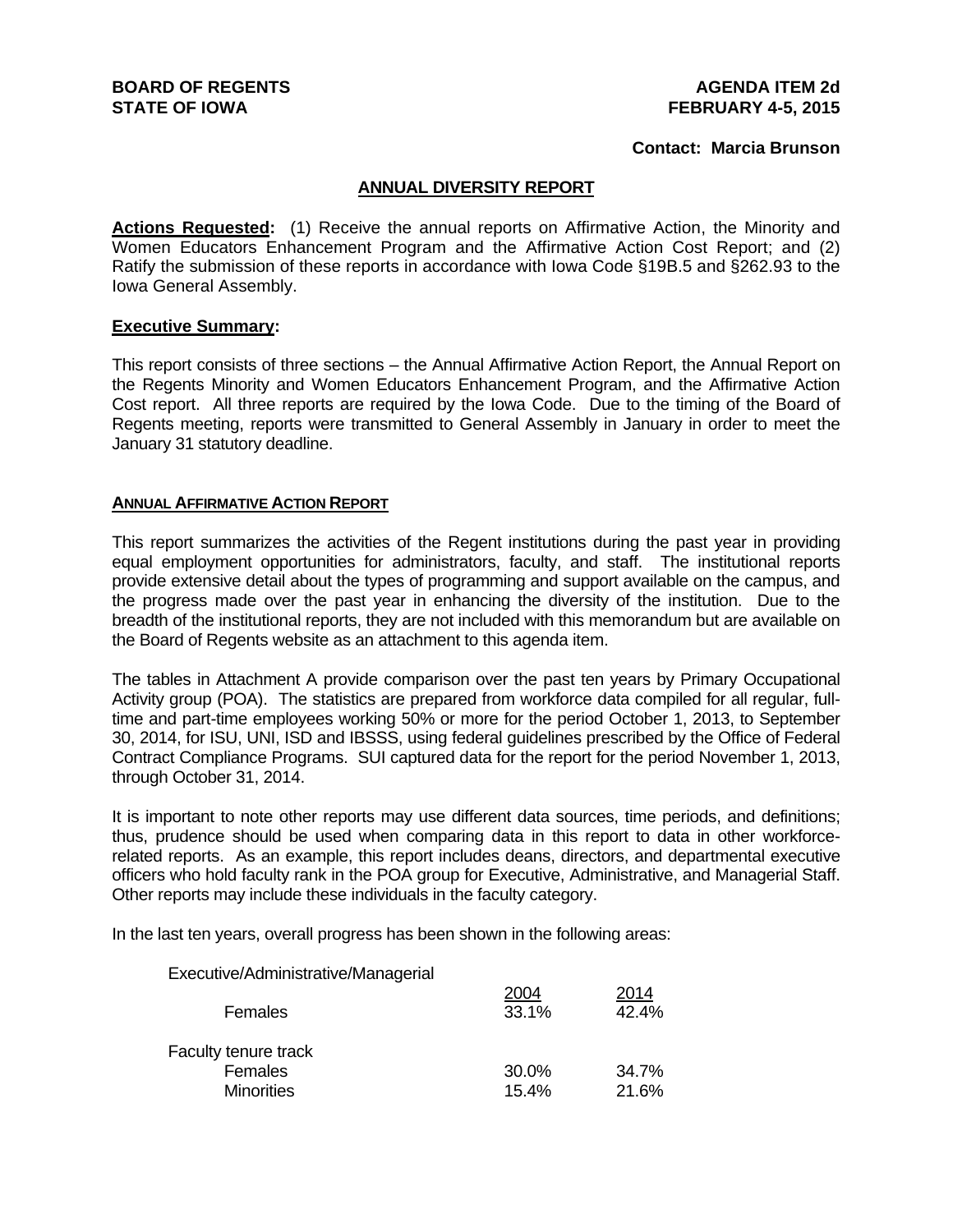**BOARD OF REGENTS**
**STATE OF IOWA**

**AGENDA ITEM 2d**
**FEBRUARY 4-5, 2015**

**Contact: Marcia Brunson**

## ANNUAL DIVERSITY REPORT

**Actions Requested:** (1) Receive the annual reports on Affirmative Action, the Minority and Women Educators Enhancement Program and the Affirmative Action Cost Report; and (2) Ratify the submission of these reports in accordance with Iowa Code §19B.5 and §262.93 to the Iowa General Assembly.

**Executive Summary:**

This report consists of three sections – the Annual Affirmative Action Report, the Annual Report on the Regents Minority and Women Educators Enhancement Program, and the Affirmative Action Cost report. All three reports are required by the Iowa Code. Due to the timing of the Board of Regents meeting, reports were transmitted to General Assembly in January in order to meet the January 31 statutory deadline.

### ANNUAL AFFIRMATIVE ACTION REPORT

This report summarizes the activities of the Regent institutions during the past year in providing equal employment opportunities for administrators, faculty, and staff. The institutional reports provide extensive detail about the types of programming and support available on the campus, and the progress made over the past year in enhancing the diversity of the institution. Due to the breadth of the institutional reports, they are not included with this memorandum but are available on the Board of Regents website as an attachment to this agenda item.

The tables in Attachment A provide comparison over the past ten years by Primary Occupational Activity group (POA). The statistics are prepared from workforce data compiled for all regular, full-time and part-time employees working 50% or more for the period October 1, 2013, to September 30, 2014, for ISU, UNI, ISD and IBSSS, using federal guidelines prescribed by the Office of Federal Contract Compliance Programs. SUI captured data for the report for the period November 1, 2013, through October 31, 2014.

It is important to note other reports may use different data sources, time periods, and definitions; thus, prudence should be used when comparing data in this report to data in other workforce-related reports. As an example, this report includes deans, directors, and departmental executive officers who hold faculty rank in the POA group for Executive, Administrative, and Managerial Staff. Other reports may include these individuals in the faculty category.

In the last ten years, overall progress has been shown in the following areas:

| | 2004 | 2014 |
|---|---|---|
| Executive/Administrative/Managerial | | |
| Females | 33.1% | 42.4% |
| Faculty tenure track | | |
| Females | 30.0% | 34.7% |
| Minorities | 15.4% | 21.6% |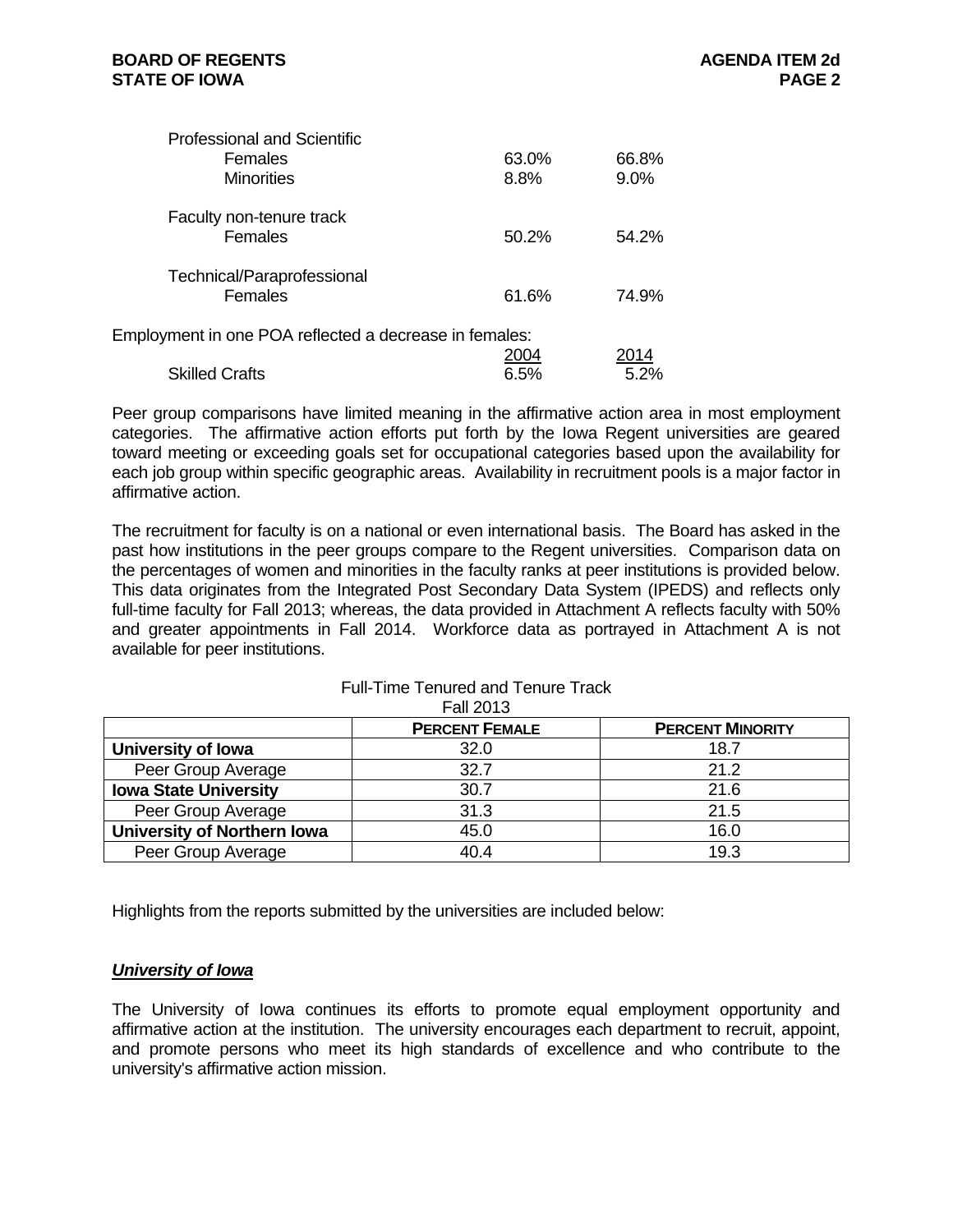| | | |
|---|---|---|
| Professional and Scientific | | |
| Females | 63.0% | 66.8% |
| Minorities | 8.8% | 9.0% |
| Faculty non-tenure track | | |
| Females | 50.2% | 54.2% |
| Technical/Paraprofessional | | |
| Females | 61.6% | 74.9% |

Employment in one POA reflected a decrease in females:

| | 2004 | 2014 |
|---|---|---|
| Skilled Crafts | 6.5% | 5.2% |

Peer group comparisons have limited meaning in the affirmative action area in most employment categories. The affirmative action efforts put forth by the Iowa Regent universities are geared toward meeting or exceeding goals set for occupational categories based upon the availability for each job group within specific geographic areas. Availability in recruitment pools is a major factor in affirmative action.

The recruitment for faculty is on a national or even international basis. The Board has asked in the past how institutions in the peer groups compare to the Regent universities. Comparison data on the percentages of women and minorities in the faculty ranks at peer institutions is provided below. This data originates from the Integrated Post Secondary Data System (IPEDS) and reflects only full-time faculty for Fall 2013; whereas, the data provided in Attachment A reflects faculty with 50% and greater appointments in Fall 2014. Workforce data as portrayed in Attachment A is not available for peer institutions.

Full-Time Tenured and Tenure Track
Fall 2013

| | PERCENT FEMALE | PERCENT MINORITY |
|---|---|---|
| **University of Iowa** | 32.0 | 18.7 |
| Peer Group Average | 32.7 | 21.2 |
| **Iowa State University** | 30.7 | 21.6 |
| Peer Group Average | 31.3 | 21.5 |
| **University of Northern Iowa** | 45.0 | 16.0 |
| Peer Group Average | 40.4 | 19.3 |

Highlights from the reports submitted by the universities are included below:

***University of Iowa***

The University of Iowa continues its efforts to promote equal employment opportunity and affirmative action at the institution. The university encourages each department to recruit, appoint, and promote persons who meet its high standards of excellence and who contribute to the university's affirmative action mission.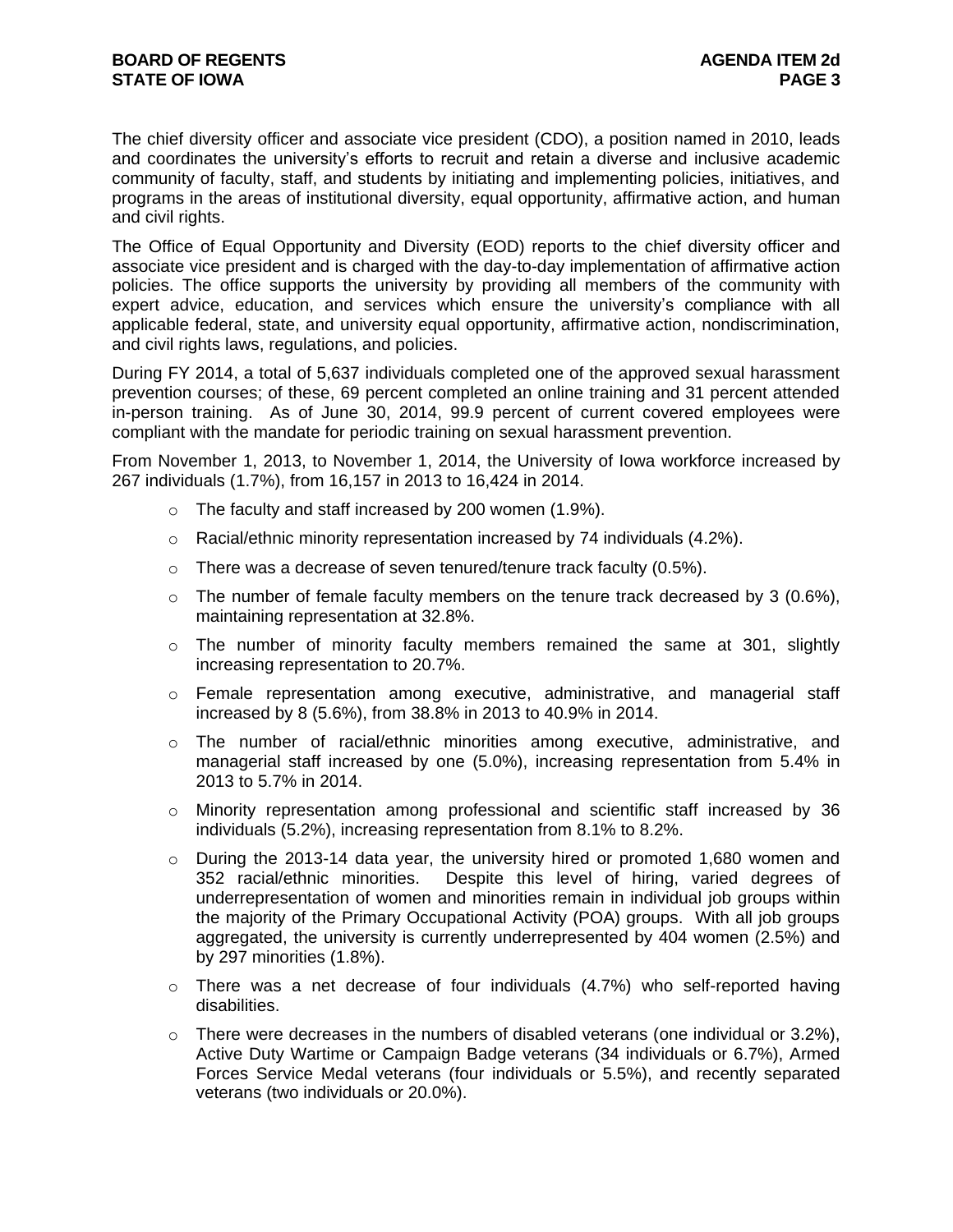The chief diversity officer and associate vice president (CDO), a position named in 2010, leads and coordinates the university's efforts to recruit and retain a diverse and inclusive academic community of faculty, staff, and students by initiating and implementing policies, initiatives, and programs in the areas of institutional diversity, equal opportunity, affirmative action, and human and civil rights.

The Office of Equal Opportunity and Diversity (EOD) reports to the chief diversity officer and associate vice president and is charged with the day-to-day implementation of affirmative action policies. The office supports the university by providing all members of the community with expert advice, education, and services which ensure the university's compliance with all applicable federal, state, and university equal opportunity, affirmative action, nondiscrimination, and civil rights laws, regulations, and policies.

During FY 2014, a total of 5,637 individuals completed one of the approved sexual harassment prevention courses; of these, 69 percent completed an online training and 31 percent attended in-person training. As of June 30, 2014, 99.9 percent of current covered employees were compliant with the mandate for periodic training on sexual harassment prevention.

From November 1, 2013, to November 1, 2014, the University of Iowa workforce increased by 267 individuals (1.7%), from 16,157 in 2013 to 16,424 in 2014.

- The faculty and staff increased by 200 women (1.9%).
- Racial/ethnic minority representation increased by 74 individuals (4.2%).
- There was a decrease of seven tenured/tenure track faculty (0.5%).
- The number of female faculty members on the tenure track decreased by 3 (0.6%), maintaining representation at 32.8%.
- The number of minority faculty members remained the same at 301, slightly increasing representation to 20.7%.
- Female representation among executive, administrative, and managerial staff increased by 8 (5.6%), from 38.8% in 2013 to 40.9% in 2014.
- The number of racial/ethnic minorities among executive, administrative, and managerial staff increased by one (5.0%), increasing representation from 5.4% in 2013 to 5.7% in 2014.
- Minority representation among professional and scientific staff increased by 36 individuals (5.2%), increasing representation from 8.1% to 8.2%.
- During the 2013-14 data year, the university hired or promoted 1,680 women and 352 racial/ethnic minorities. Despite this level of hiring, varied degrees of underrepresentation of women and minorities remain in individual job groups within the majority of the Primary Occupational Activity (POA) groups. With all job groups aggregated, the university is currently underrepresented by 404 women (2.5%) and by 297 minorities (1.8%).
- There was a net decrease of four individuals (4.7%) who self-reported having disabilities.
- There were decreases in the numbers of disabled veterans (one individual or 3.2%), Active Duty Wartime or Campaign Badge veterans (34 individuals or 6.7%), Armed Forces Service Medal veterans (four individuals or 5.5%), and recently separated veterans (two individuals or 20.0%).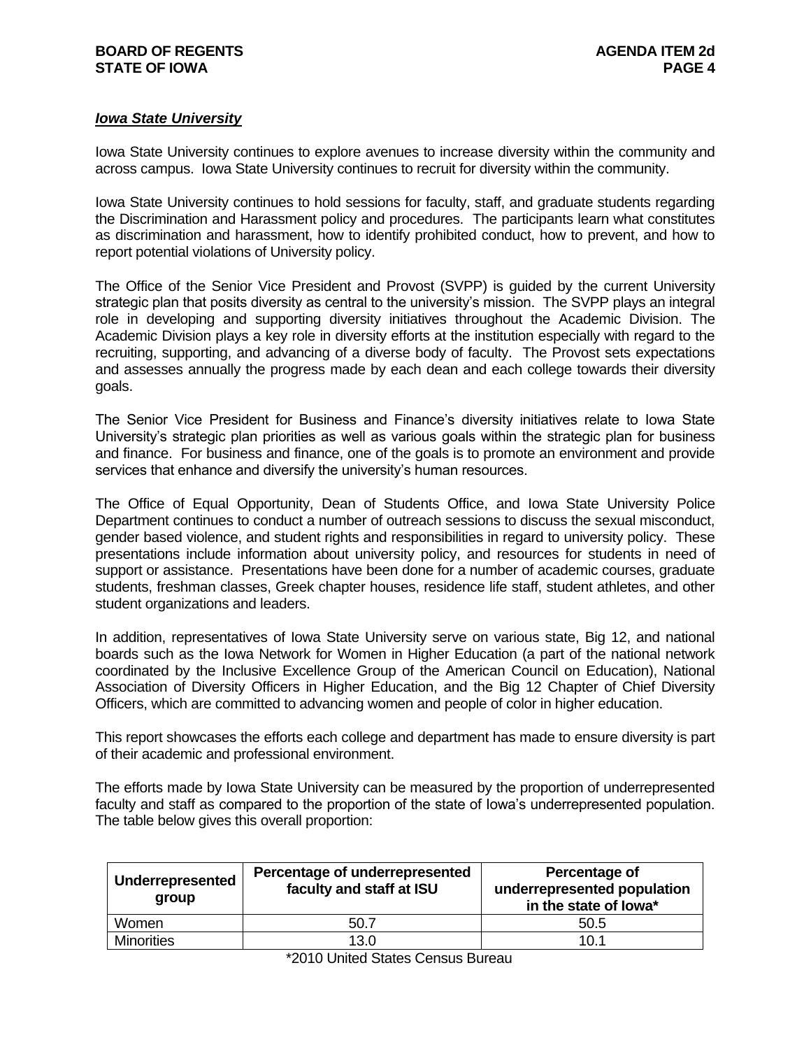***Iowa State University***

Iowa State University continues to explore avenues to increase diversity within the community and across campus. Iowa State University continues to recruit for diversity within the community.

Iowa State University continues to hold sessions for faculty, staff, and graduate students regarding the Discrimination and Harassment policy and procedures. The participants learn what constitutes as discrimination and harassment, how to identify prohibited conduct, how to prevent, and how to report potential violations of University policy.

The Office of the Senior Vice President and Provost (SVPP) is guided by the current University strategic plan that posits diversity as central to the university's mission. The SVPP plays an integral role in developing and supporting diversity initiatives throughout the Academic Division. The Academic Division plays a key role in diversity efforts at the institution especially with regard to the recruiting, supporting, and advancing of a diverse body of faculty. The Provost sets expectations and assesses annually the progress made by each dean and each college towards their diversity goals.

The Senior Vice President for Business and Finance's diversity initiatives relate to Iowa State University's strategic plan priorities as well as various goals within the strategic plan for business and finance. For business and finance, one of the goals is to promote an environment and provide services that enhance and diversify the university's human resources.

The Office of Equal Opportunity, Dean of Students Office, and Iowa State University Police Department continues to conduct a number of outreach sessions to discuss the sexual misconduct, gender based violence, and student rights and responsibilities in regard to university policy. These presentations include information about university policy, and resources for students in need of support or assistance. Presentations have been done for a number of academic courses, graduate students, freshman classes, Greek chapter houses, residence life staff, student athletes, and other student organizations and leaders.

In addition, representatives of Iowa State University serve on various state, Big 12, and national boards such as the Iowa Network for Women in Higher Education (a part of the national network coordinated by the Inclusive Excellence Group of the American Council on Education), National Association of Diversity Officers in Higher Education, and the Big 12 Chapter of Chief Diversity Officers, which are committed to advancing women and people of color in higher education.

This report showcases the efforts each college and department has made to ensure diversity is part of their academic and professional environment.

The efforts made by Iowa State University can be measured by the proportion of underrepresented faculty and staff as compared to the proportion of the state of Iowa's underrepresented population. The table below gives this overall proportion:

| Underrepresented group | Percentage of underrepresented faculty and staff at ISU | Percentage of underrepresented population in the state of Iowa* |
|---|---|---|
| Women | 50.7 | 50.5 |
| Minorities | 13.0 | 10.1 |

*2010 United States Census Bureau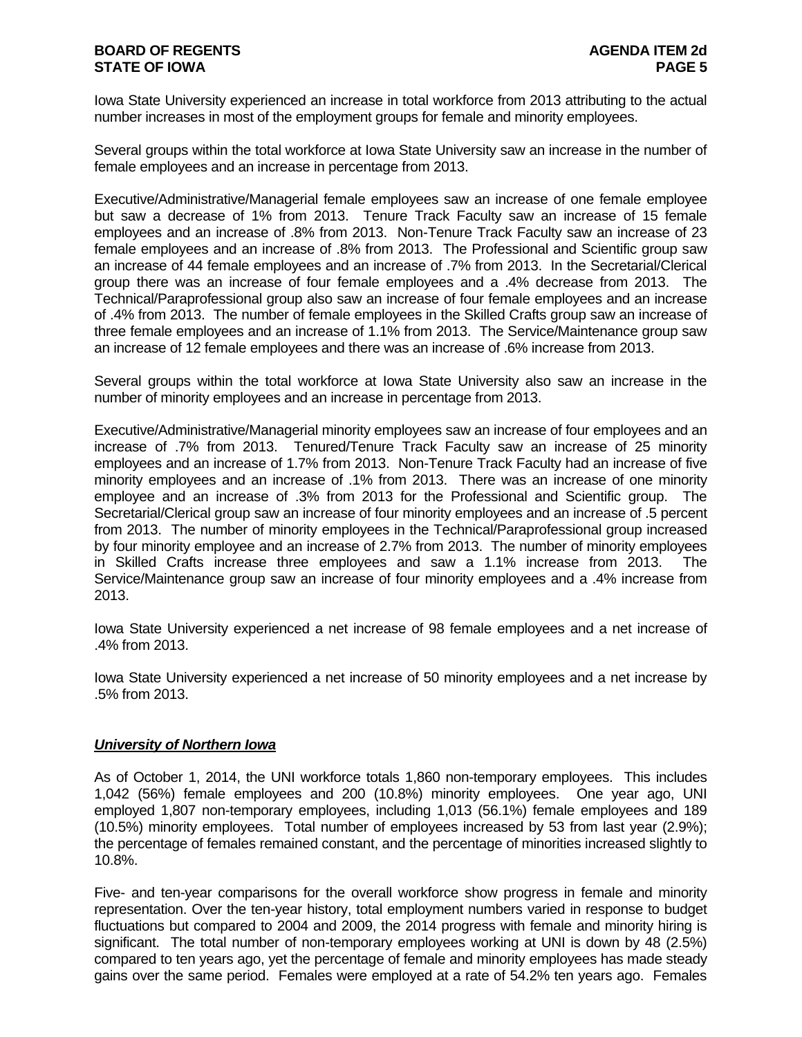Iowa State University experienced an increase in total workforce from 2013 attributing to the actual number increases in most of the employment groups for female and minority employees.

Several groups within the total workforce at Iowa State University saw an increase in the number of female employees and an increase in percentage from 2013.

Executive/Administrative/Managerial female employees saw an increase of one female employee but saw a decrease of 1% from 2013. Tenure Track Faculty saw an increase of 15 female employees and an increase of .8% from 2013. Non-Tenure Track Faculty saw an increase of 23 female employees and an increase of .8% from 2013. The Professional and Scientific group saw an increase of 44 female employees and an increase of .7% from 2013. In the Secretarial/Clerical group there was an increase of four female employees and a .4% decrease from 2013. The Technical/Paraprofessional group also saw an increase of four female employees and an increase of .4% from 2013. The number of female employees in the Skilled Crafts group saw an increase of three female employees and an increase of 1.1% from 2013. The Service/Maintenance group saw an increase of 12 female employees and there was an increase of .6% increase from 2013.

Several groups within the total workforce at Iowa State University also saw an increase in the number of minority employees and an increase in percentage from 2013.

Executive/Administrative/Managerial minority employees saw an increase of four employees and an increase of .7% from 2013. Tenured/Tenure Track Faculty saw an increase of 25 minority employees and an increase of 1.7% from 2013. Non-Tenure Track Faculty had an increase of five minority employees and an increase of .1% from 2013. There was an increase of one minority employee and an increase of .3% from 2013 for the Professional and Scientific group. The Secretarial/Clerical group saw an increase of four minority employees and an increase of .5 percent from 2013. The number of minority employees in the Technical/Paraprofessional group increased by four minority employee and an increase of 2.7% from 2013. The number of minority employees in Skilled Crafts increase three employees and saw a 1.1% increase from 2013. The Service/Maintenance group saw an increase of four minority employees and a .4% increase from 2013.

Iowa State University experienced a net increase of 98 female employees and a net increase of .4% from 2013.

Iowa State University experienced a net increase of 50 minority employees and a net increase by .5% from 2013.

***University of Northern Iowa***

As of October 1, 2014, the UNI workforce totals 1,860 non-temporary employees. This includes 1,042 (56%) female employees and 200 (10.8%) minority employees. One year ago, UNI employed 1,807 non-temporary employees, including 1,013 (56.1%) female employees and 189 (10.5%) minority employees. Total number of employees increased by 53 from last year (2.9%); the percentage of females remained constant, and the percentage of minorities increased slightly to 10.8%.

Five- and ten-year comparisons for the overall workforce show progress in female and minority representation. Over the ten-year history, total employment numbers varied in response to budget fluctuations but compared to 2004 and 2009, the 2014 progress with female and minority hiring is significant. The total number of non-temporary employees working at UNI is down by 48 (2.5%) compared to ten years ago, yet the percentage of female and minority employees has made steady gains over the same period. Females were employed at a rate of 54.2% ten years ago. Females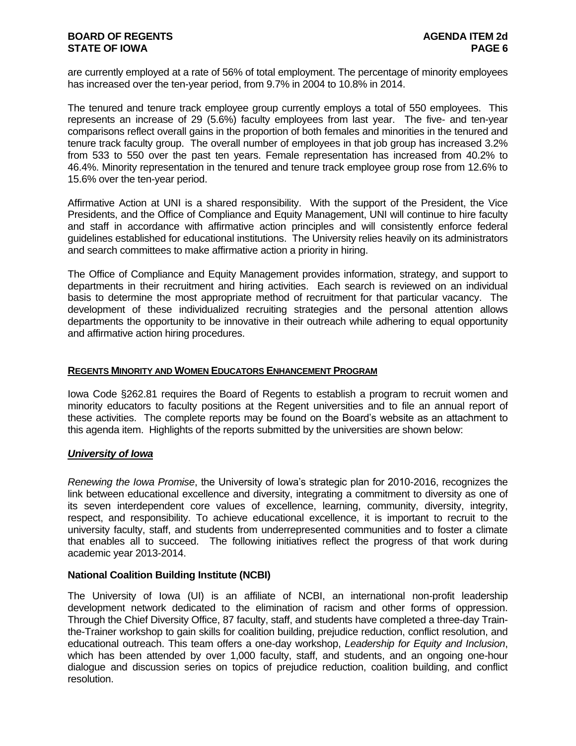are currently employed at a rate of 56% of total employment. The percentage of minority employees has increased over the ten-year period, from 9.7% in 2004 to 10.8% in 2014.

The tenured and tenure track employee group currently employs a total of 550 employees. This represents an increase of 29 (5.6%) faculty employees from last year. The five- and ten-year comparisons reflect overall gains in the proportion of both females and minorities in the tenured and tenure track faculty group. The overall number of employees in that job group has increased 3.2% from 533 to 550 over the past ten years. Female representation has increased from 40.2% to 46.4%. Minority representation in the tenured and tenure track employee group rose from 12.6% to 15.6% over the ten-year period.

Affirmative Action at UNI is a shared responsibility. With the support of the President, the Vice Presidents, and the Office of Compliance and Equity Management, UNI will continue to hire faculty and staff in accordance with affirmative action principles and will consistently enforce federal guidelines established for educational institutions. The University relies heavily on its administrators and search committees to make affirmative action a priority in hiring.

The Office of Compliance and Equity Management provides information, strategy, and support to departments in their recruitment and hiring activities. Each search is reviewed on an individual basis to determine the most appropriate method of recruitment for that particular vacancy. The development of these individualized recruiting strategies and the personal attention allows departments the opportunity to be innovative in their outreach while adhering to equal opportunity and affirmative action hiring procedures.

## REGENTS MINORITY AND WOMEN EDUCATORS ENHANCEMENT PROGRAM

Iowa Code §262.81 requires the Board of Regents to establish a program to recruit women and minority educators to faculty positions at the Regent universities and to file an annual report of these activities. The complete reports may be found on the Board's website as an attachment to this agenda item. Highlights of the reports submitted by the universities are shown below:

### *University of Iowa*

*Renewing the Iowa Promise*, the University of Iowa's strategic plan for 2010-2016, recognizes the link between educational excellence and diversity, integrating a commitment to diversity as one of its seven interdependent core values of excellence, learning, community, diversity, integrity, respect, and responsibility. To achieve educational excellence, it is important to recruit to the university faculty, staff, and students from underrepresented communities and to foster a climate that enables all to succeed. The following initiatives reflect the progress of that work during academic year 2013-2014.

**National Coalition Building Institute (NCBI)**

The University of Iowa (UI) is an affiliate of NCBI, an international non-profit leadership development network dedicated to the elimination of racism and other forms of oppression. Through the Chief Diversity Office, 87 faculty, staff, and students have completed a three-day Train-the-Trainer workshop to gain skills for coalition building, prejudice reduction, conflict resolution, and educational outreach. This team offers a one-day workshop, *Leadership for Equity and Inclusion*, which has been attended by over 1,000 faculty, staff, and students, and an ongoing one-hour dialogue and discussion series on topics of prejudice reduction, coalition building, and conflict resolution.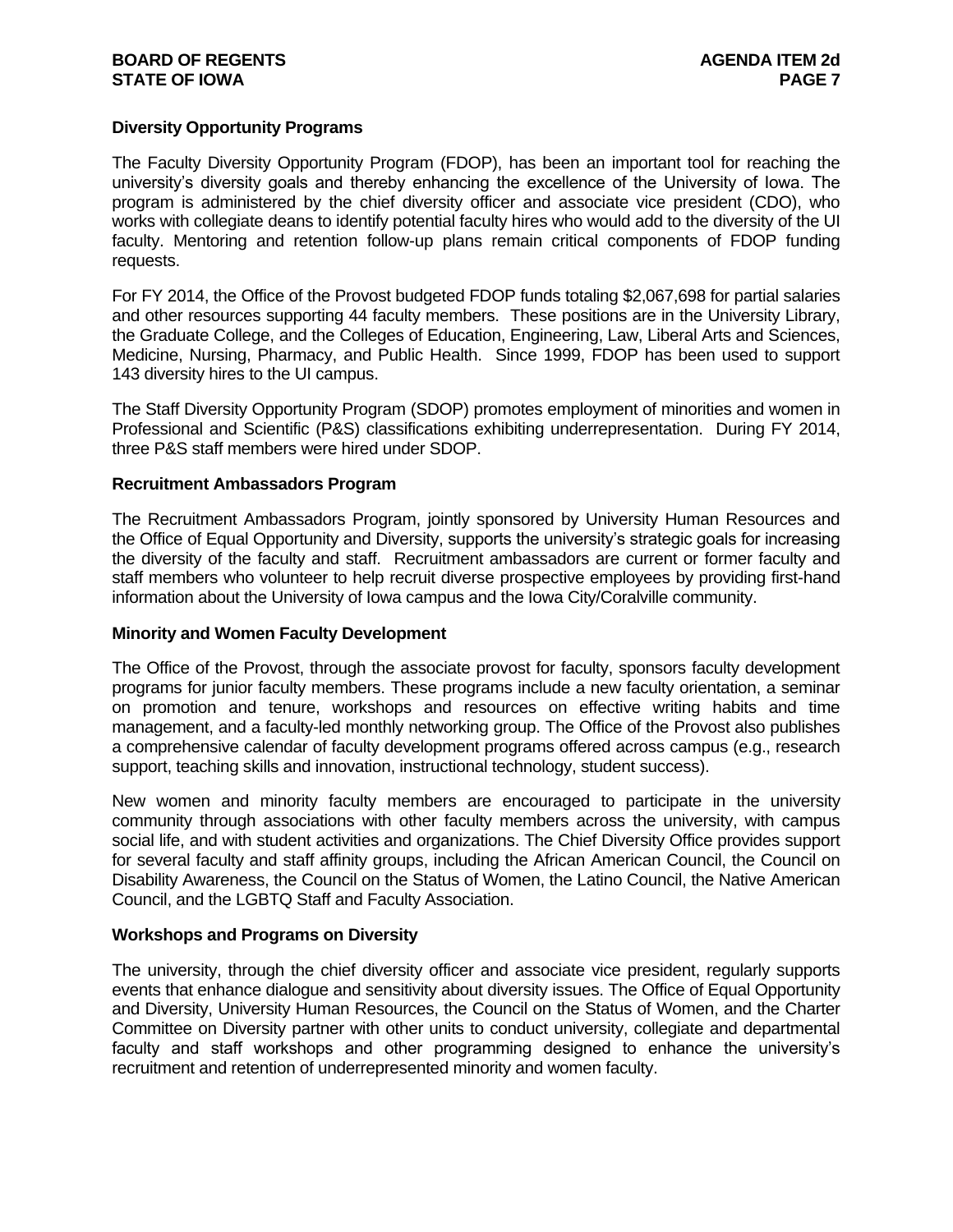## Diversity Opportunity Programs

The Faculty Diversity Opportunity Program (FDOP), has been an important tool for reaching the university's diversity goals and thereby enhancing the excellence of the University of Iowa. The program is administered by the chief diversity officer and associate vice president (CDO), who works with collegiate deans to identify potential faculty hires who would add to the diversity of the UI faculty. Mentoring and retention follow-up plans remain critical components of FDOP funding requests.

For FY 2014, the Office of the Provost budgeted FDOP funds totaling $2,067,698 for partial salaries and other resources supporting 44 faculty members. These positions are in the University Library, the Graduate College, and the Colleges of Education, Engineering, Law, Liberal Arts and Sciences, Medicine, Nursing, Pharmacy, and Public Health. Since 1999, FDOP has been used to support 143 diversity hires to the UI campus.

The Staff Diversity Opportunity Program (SDOP) promotes employment of minorities and women in Professional and Scientific (P&S) classifications exhibiting underrepresentation. During FY 2014, three P&S staff members were hired under SDOP.

## Recruitment Ambassadors Program

The Recruitment Ambassadors Program, jointly sponsored by University Human Resources and the Office of Equal Opportunity and Diversity, supports the university's strategic goals for increasing the diversity of the faculty and staff. Recruitment ambassadors are current or former faculty and staff members who volunteer to help recruit diverse prospective employees by providing first-hand information about the University of Iowa campus and the Iowa City/Coralville community.

## Minority and Women Faculty Development

The Office of the Provost, through the associate provost for faculty, sponsors faculty development programs for junior faculty members. These programs include a new faculty orientation, a seminar on promotion and tenure, workshops and resources on effective writing habits and time management, and a faculty-led monthly networking group. The Office of the Provost also publishes a comprehensive calendar of faculty development programs offered across campus (e.g., research support, teaching skills and innovation, instructional technology, student success).

New women and minority faculty members are encouraged to participate in the university community through associations with other faculty members across the university, with campus social life, and with student activities and organizations. The Chief Diversity Office provides support for several faculty and staff affinity groups, including the African American Council, the Council on Disability Awareness, the Council on the Status of Women, the Latino Council, the Native American Council, and the LGBTQ Staff and Faculty Association.

## Workshops and Programs on Diversity

The university, through the chief diversity officer and associate vice president, regularly supports events that enhance dialogue and sensitivity about diversity issues. The Office of Equal Opportunity and Diversity, University Human Resources, the Council on the Status of Women, and the Charter Committee on Diversity partner with other units to conduct university, collegiate and departmental faculty and staff workshops and other programming designed to enhance the university's recruitment and retention of underrepresented minority and women faculty.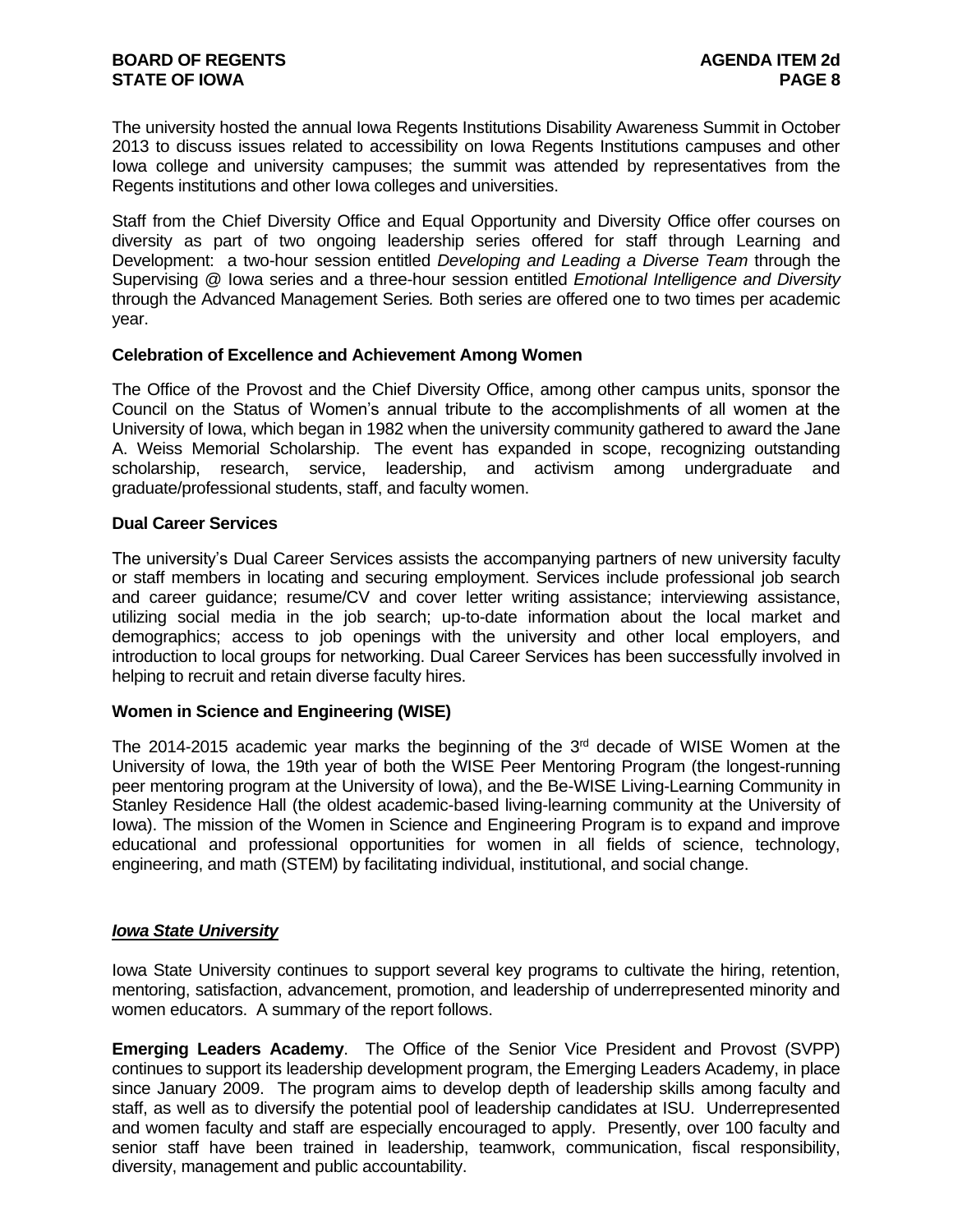The university hosted the annual Iowa Regents Institutions Disability Awareness Summit in October 2013 to discuss issues related to accessibility on Iowa Regents Institutions campuses and other Iowa college and university campuses; the summit was attended by representatives from the Regents institutions and other Iowa colleges and universities.

Staff from the Chief Diversity Office and Equal Opportunity and Diversity Office offer courses on diversity as part of two ongoing leadership series offered for staff through Learning and Development: a two-hour session entitled *Developing and Leading a Diverse Team* through the Supervising @ Iowa series and a three-hour session entitled *Emotional Intelligence and Diversity* through the Advanced Management Series*.* Both series are offered one to two times per academic year.

**Celebration of Excellence and Achievement Among Women**

The Office of the Provost and the Chief Diversity Office, among other campus units, sponsor the Council on the Status of Women's annual tribute to the accomplishments of all women at the University of Iowa, which began in 1982 when the university community gathered to award the Jane A. Weiss Memorial Scholarship. The event has expanded in scope, recognizing outstanding scholarship, research, service, leadership, and activism among undergraduate and graduate/professional students, staff, and faculty women.

**Dual Career Services**

The university's Dual Career Services assists the accompanying partners of new university faculty or staff members in locating and securing employment. Services include professional job search and career guidance; resume/CV and cover letter writing assistance; interviewing assistance, utilizing social media in the job search; up-to-date information about the local market and demographics; access to job openings with the university and other local employers, and introduction to local groups for networking. Dual Career Services has been successfully involved in helping to recruit and retain diverse faculty hires.

**Women in Science and Engineering (WISE)**

The 2014-2015 academic year marks the beginning of the 3rd decade of WISE Women at the University of Iowa, the 19th year of both the WISE Peer Mentoring Program (the longest-running peer mentoring program at the University of Iowa), and the Be-WISE Living-Learning Community in Stanley Residence Hall (the oldest academic-based living-learning community at the University of Iowa). The mission of the Women in Science and Engineering Program is to expand and improve educational and professional opportunities for women in all fields of science, technology, engineering, and math (STEM) by facilitating individual, institutional, and social change.

## ***Iowa State University***

Iowa State University continues to support several key programs to cultivate the hiring, retention, mentoring, satisfaction, advancement, promotion, and leadership of underrepresented minority and women educators. A summary of the report follows.

**Emerging Leaders Academy**. The Office of the Senior Vice President and Provost (SVPP) continues to support its leadership development program, the Emerging Leaders Academy, in place since January 2009. The program aims to develop depth of leadership skills among faculty and staff, as well as to diversify the potential pool of leadership candidates at ISU. Underrepresented and women faculty and staff are especially encouraged to apply. Presently, over 100 faculty and senior staff have been trained in leadership, teamwork, communication, fiscal responsibility, diversity, management and public accountability.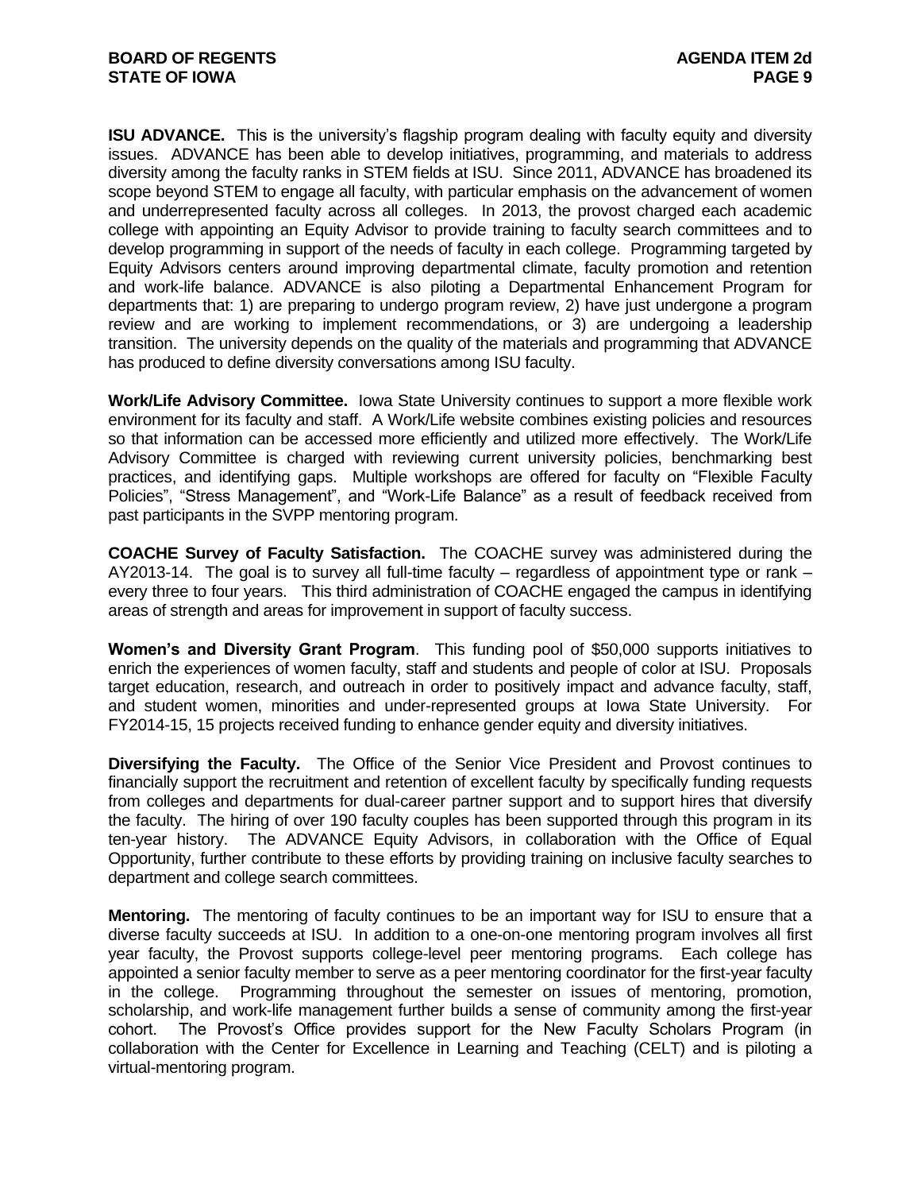**ISU ADVANCE.** This is the university's flagship program dealing with faculty equity and diversity issues. ADVANCE has been able to develop initiatives, programming, and materials to address diversity among the faculty ranks in STEM fields at ISU. Since 2011, ADVANCE has broadened its scope beyond STEM to engage all faculty, with particular emphasis on the advancement of women and underrepresented faculty across all colleges. In 2013, the provost charged each academic college with appointing an Equity Advisor to provide training to faculty search committees and to develop programming in support of the needs of faculty in each college. Programming targeted by Equity Advisors centers around improving departmental climate, faculty promotion and retention and work-life balance. ADVANCE is also piloting a Departmental Enhancement Program for departments that: 1) are preparing to undergo program review, 2) have just undergone a program review and are working to implement recommendations, or 3) are undergoing a leadership transition. The university depends on the quality of the materials and programming that ADVANCE has produced to define diversity conversations among ISU faculty.

**Work/Life Advisory Committee.** Iowa State University continues to support a more flexible work environment for its faculty and staff. A Work/Life website combines existing policies and resources so that information can be accessed more efficiently and utilized more effectively. The Work/Life Advisory Committee is charged with reviewing current university policies, benchmarking best practices, and identifying gaps. Multiple workshops are offered for faculty on "Flexible Faculty Policies", "Stress Management", and "Work-Life Balance" as a result of feedback received from past participants in the SVPP mentoring program.

**COACHE Survey of Faculty Satisfaction.** The COACHE survey was administered during the AY2013-14. The goal is to survey all full-time faculty – regardless of appointment type or rank – every three to four years. This third administration of COACHE engaged the campus in identifying areas of strength and areas for improvement in support of faculty success.

**Women's and Diversity Grant Program**. This funding pool of $50,000 supports initiatives to enrich the experiences of women faculty, staff and students and people of color at ISU. Proposals target education, research, and outreach in order to positively impact and advance faculty, staff, and student women, minorities and under-represented groups at Iowa State University. For FY2014-15, 15 projects received funding to enhance gender equity and diversity initiatives.

**Diversifying the Faculty.** The Office of the Senior Vice President and Provost continues to financially support the recruitment and retention of excellent faculty by specifically funding requests from colleges and departments for dual-career partner support and to support hires that diversify the faculty. The hiring of over 190 faculty couples has been supported through this program in its ten-year history. The ADVANCE Equity Advisors, in collaboration with the Office of Equal Opportunity, further contribute to these efforts by providing training on inclusive faculty searches to department and college search committees.

**Mentoring.** The mentoring of faculty continues to be an important way for ISU to ensure that a diverse faculty succeeds at ISU. In addition to a one-on-one mentoring program involves all first year faculty, the Provost supports college-level peer mentoring programs. Each college has appointed a senior faculty member to serve as a peer mentoring coordinator for the first-year faculty in the college. Programming throughout the semester on issues of mentoring, promotion, scholarship, and work-life management further builds a sense of community among the first-year cohort. The Provost's Office provides support for the New Faculty Scholars Program (in collaboration with the Center for Excellence in Learning and Teaching (CELT) and is piloting a virtual-mentoring program.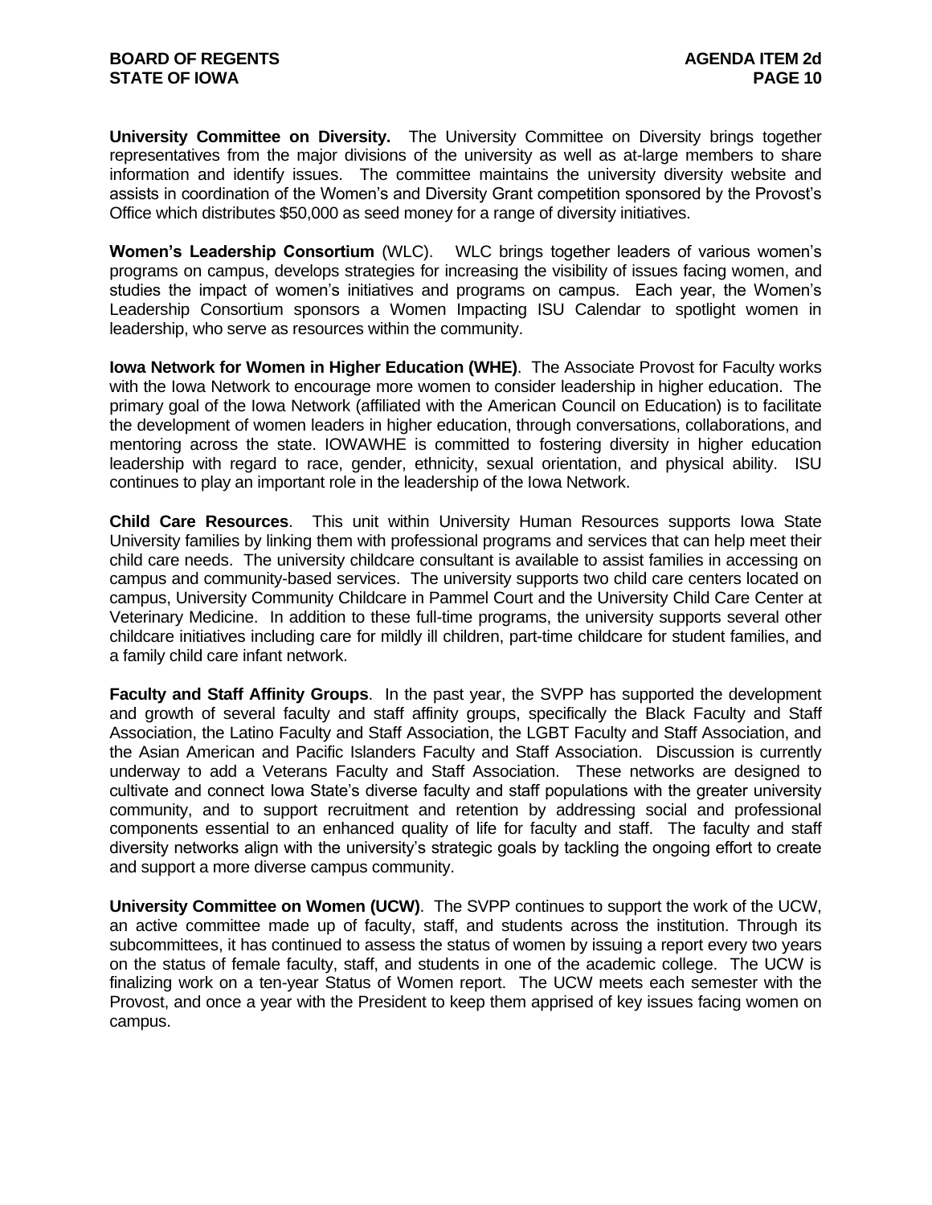**University Committee on Diversity.** The University Committee on Diversity brings together representatives from the major divisions of the university as well as at-large members to share information and identify issues. The committee maintains the university diversity website and assists in coordination of the Women's and Diversity Grant competition sponsored by the Provost's Office which distributes $50,000 as seed money for a range of diversity initiatives.

**Women's Leadership Consortium** (WLC). WLC brings together leaders of various women's programs on campus, develops strategies for increasing the visibility of issues facing women, and studies the impact of women's initiatives and programs on campus. Each year, the Women's Leadership Consortium sponsors a Women Impacting ISU Calendar to spotlight women in leadership, who serve as resources within the community.

**Iowa Network for Women in Higher Education (WHE)**. The Associate Provost for Faculty works with the Iowa Network to encourage more women to consider leadership in higher education. The primary goal of the Iowa Network (affiliated with the American Council on Education) is to facilitate the development of women leaders in higher education, through conversations, collaborations, and mentoring across the state. IOWAWHE is committed to fostering diversity in higher education leadership with regard to race, gender, ethnicity, sexual orientation, and physical ability. ISU continues to play an important role in the leadership of the Iowa Network.

**Child Care Resources**. This unit within University Human Resources supports Iowa State University families by linking them with professional programs and services that can help meet their child care needs. The university childcare consultant is available to assist families in accessing on campus and community-based services. The university supports two child care centers located on campus, University Community Childcare in Pammel Court and the University Child Care Center at Veterinary Medicine. In addition to these full-time programs, the university supports several other childcare initiatives including care for mildly ill children, part-time childcare for student families, and a family child care infant network.

**Faculty and Staff Affinity Groups**. In the past year, the SVPP has supported the development and growth of several faculty and staff affinity groups, specifically the Black Faculty and Staff Association, the Latino Faculty and Staff Association, the LGBT Faculty and Staff Association, and the Asian American and Pacific Islanders Faculty and Staff Association. Discussion is currently underway to add a Veterans Faculty and Staff Association. These networks are designed to cultivate and connect Iowa State's diverse faculty and staff populations with the greater university community, and to support recruitment and retention by addressing social and professional components essential to an enhanced quality of life for faculty and staff. The faculty and staff diversity networks align with the university's strategic goals by tackling the ongoing effort to create and support a more diverse campus community.

**University Committee on Women (UCW)**. The SVPP continues to support the work of the UCW, an active committee made up of faculty, staff, and students across the institution. Through its subcommittees, it has continued to assess the status of women by issuing a report every two years on the status of female faculty, staff, and students in one of the academic college. The UCW is finalizing work on a ten-year Status of Women report. The UCW meets each semester with the Provost, and once a year with the President to keep them apprised of key issues facing women on campus.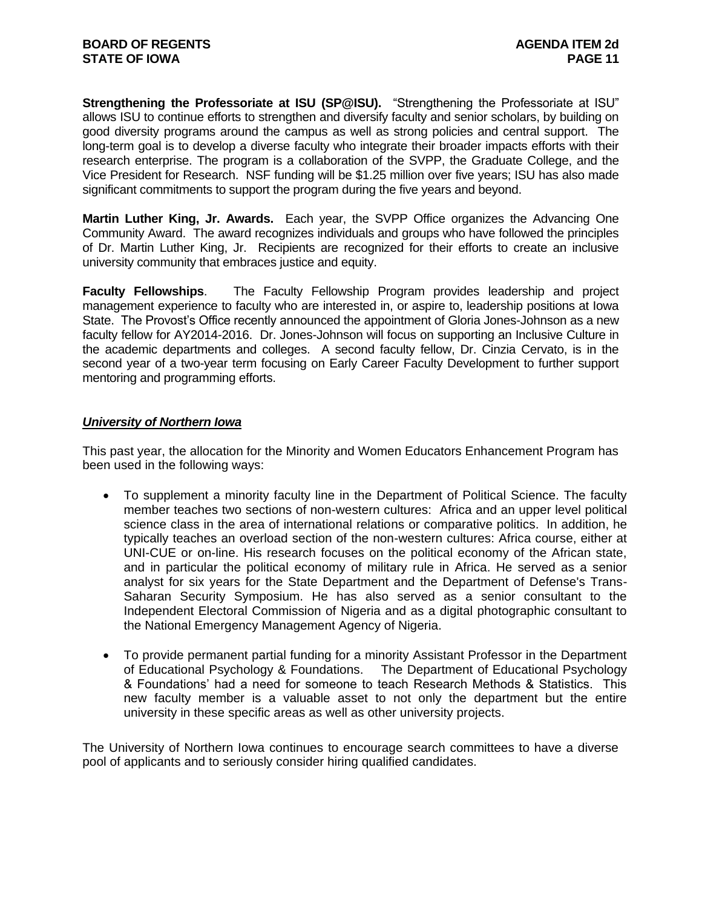**Strengthening the Professoriate at ISU (SP@ISU).** "Strengthening the Professoriate at ISU" allows ISU to continue efforts to strengthen and diversify faculty and senior scholars, by building on good diversity programs around the campus as well as strong policies and central support. The long-term goal is to develop a diverse faculty who integrate their broader impacts efforts with their research enterprise. The program is a collaboration of the SVPP, the Graduate College, and the Vice President for Research. NSF funding will be $1.25 million over five years; ISU has also made significant commitments to support the program during the five years and beyond.

**Martin Luther King, Jr. Awards.** Each year, the SVPP Office organizes the Advancing One Community Award. The award recognizes individuals and groups who have followed the principles of Dr. Martin Luther King, Jr. Recipients are recognized for their efforts to create an inclusive university community that embraces justice and equity.

**Faculty Fellowships**. The Faculty Fellowship Program provides leadership and project management experience to faculty who are interested in, or aspire to, leadership positions at Iowa State. The Provost's Office recently announced the appointment of Gloria Jones-Johnson as a new faculty fellow for AY2014-2016. Dr. Jones-Johnson will focus on supporting an Inclusive Culture in the academic departments and colleges. A second faculty fellow, Dr. Cinzia Cervato, is in the second year of a two-year term focusing on Early Career Faculty Development to further support mentoring and programming efforts.

***University of Northern Iowa***

This past year, the allocation for the Minority and Women Educators Enhancement Program has been used in the following ways:

- To supplement a minority faculty line in the Department of Political Science. The faculty member teaches two sections of non-western cultures: Africa and an upper level political science class in the area of international relations or comparative politics. In addition, he typically teaches an overload section of the non-western cultures: Africa course, either at UNI-CUE or on-line. His research focuses on the political economy of the African state, and in particular the political economy of military rule in Africa. He served as a senior analyst for six years for the State Department and the Department of Defense's Trans-Saharan Security Symposium. He has also served as a senior consultant to the Independent Electoral Commission of Nigeria and as a digital photographic consultant to the National Emergency Management Agency of Nigeria.

- To provide permanent partial funding for a minority Assistant Professor in the Department of Educational Psychology & Foundations. The Department of Educational Psychology & Foundations' had a need for someone to teach Research Methods & Statistics. This new faculty member is a valuable asset to not only the department but the entire university in these specific areas as well as other university projects.

The University of Northern Iowa continues to encourage search committees to have a diverse pool of applicants and to seriously consider hiring qualified candidates.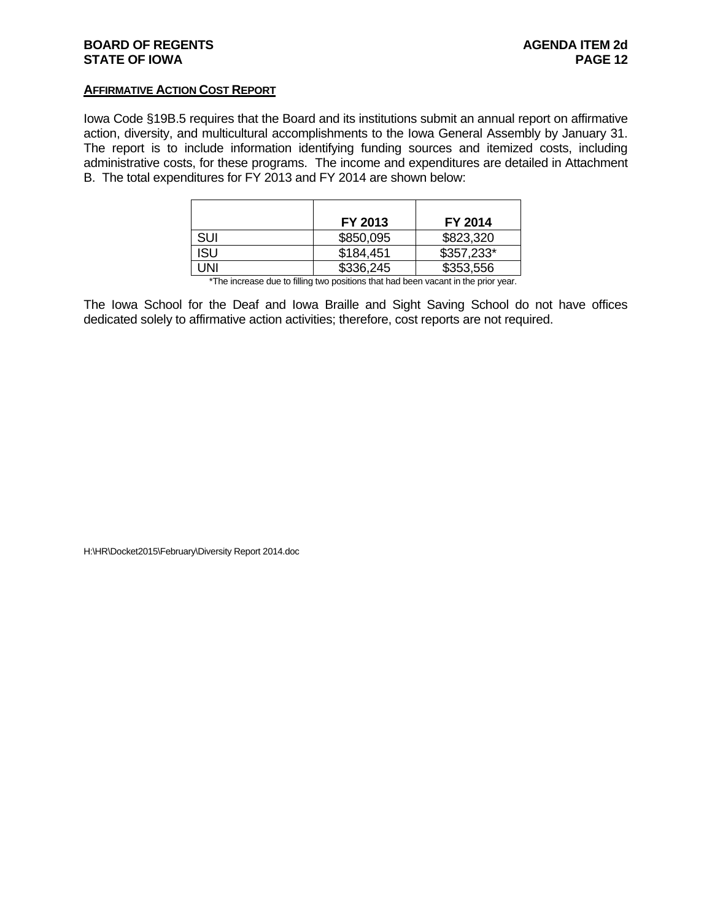**AFFIRMATIVE ACTION COST REPORT**

Iowa Code §19B.5 requires that the Board and its institutions submit an annual report on affirmative action, diversity, and multicultural accomplishments to the Iowa General Assembly by January 31. The report is to include information identifying funding sources and itemized costs, including administrative costs, for these programs. The income and expenditures are detailed in Attachment B. The total expenditures for FY 2013 and FY 2014 are shown below:

| | FY 2013 | FY 2014 |
|---|---|---|
| SUI | $850,095 | $823,320 |
| ISU | $184,451 | $357,233* |
| UNI | $336,245 | $353,556 |

*The increase due to filling two positions that had been vacant in the prior year.

The Iowa School for the Deaf and Iowa Braille and Sight Saving School do not have offices dedicated solely to affirmative action activities; therefore, cost reports are not required.

H:\HR\Docket2015\February\Diversity Report 2014.doc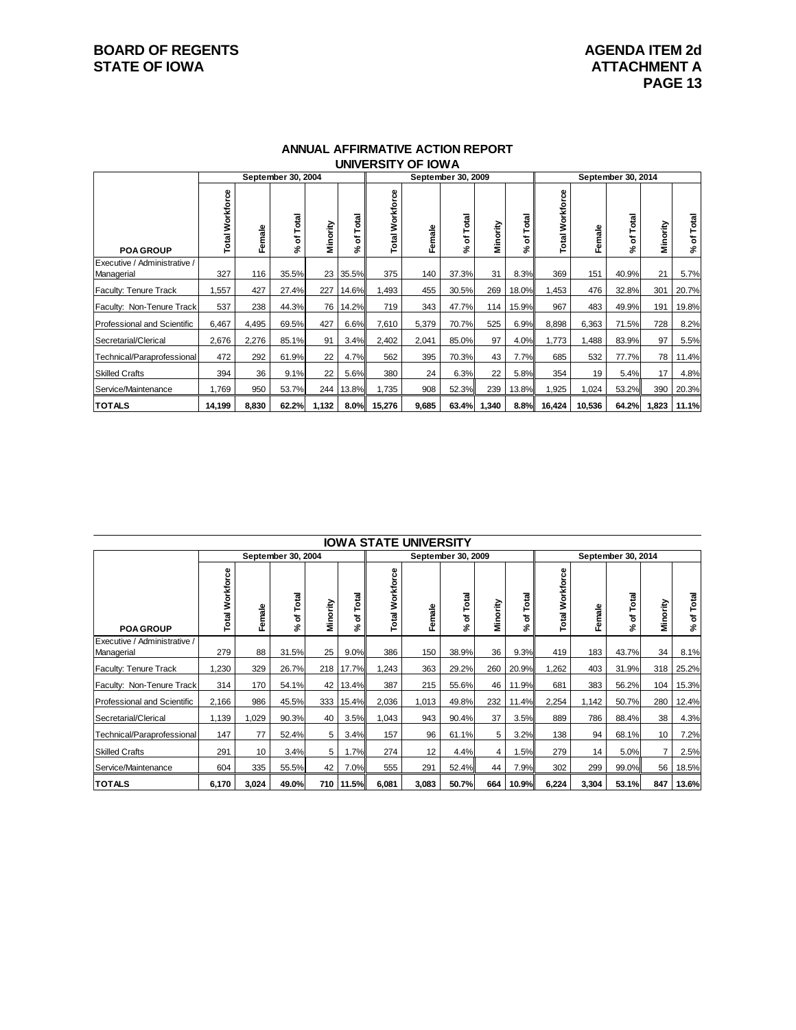# ANNUAL AFFIRMATIVE ACTION REPORT

## UNIVERSITY OF IOWA

| | September 30, 2004 | | | | | September 30, 2009 | | | | | September 30, 2014 | | | | |
|---|---|---|---|---|---|---|---|---|---|---|---|---|---|---|---|
| POA GROUP | Total Workforce | Female | % of Total | Minority | % of Total | Total Workforce | Female | % of Total | Minority | % of Total | Total Workforce | Female | % of Total | Minority | % of Total |
| Executive / Administrative / Managerial | 327 | 116 | 35.5% | 23 | 35.5% | 375 | 140 | 37.3% | 31 | 8.3% | 369 | 151 | 40.9% | 21 | 5.7% |
| Faculty: Tenure Track | 1,557 | 427 | 27.4% | 227 | 14.6% | 1,493 | 455 | 30.5% | 269 | 18.0% | 1,453 | 476 | 32.8% | 301 | 20.7% |
| Faculty: Non-Tenure Track | 537 | 238 | 44.3% | 76 | 14.2% | 719 | 343 | 47.7% | 114 | 15.9% | 967 | 483 | 49.9% | 191 | 19.8% |
| Professional and Scientific | 6,467 | 4,495 | 69.5% | 427 | 6.6% | 7,610 | 5,379 | 70.7% | 525 | 6.9% | 8,898 | 6,363 | 71.5% | 728 | 8.2% |
| Secretarial/Clerical | 2,676 | 2,276 | 85.1% | 91 | 3.4% | 2,402 | 2,041 | 85.0% | 97 | 4.0% | 1,773 | 1,488 | 83.9% | 97 | 5.5% |
| Technical/Paraprofessional | 472 | 292 | 61.9% | 22 | 4.7% | 562 | 395 | 70.3% | 43 | 7.7% | 685 | 532 | 77.7% | 78 | 11.4% |
| Skilled Crafts | 394 | 36 | 9.1% | 22 | 5.6% | 380 | 24 | 6.3% | 22 | 5.8% | 354 | 19 | 5.4% | 17 | 4.8% |
| Service/Maintenance | 1,769 | 950 | 53.7% | 244 | 13.8% | 1,735 | 908 | 52.3% | 239 | 13.8% | 1,925 | 1,024 | 53.2% | 390 | 20.3% |
| **TOTALS** | **14,199** | **8,830** | **62.2%** | **1,132** | **8.0%** | **15,276** | **9,685** | **63.4%** | **1,340** | **8.8%** | **16,424** | **10,536** | **64.2%** | **1,823** | **11.1%** |

## IOWA STATE UNIVERSITY

| | September 30, 2004 | | | | | September 30, 2009 | | | | | September 30, 2014 | | | | |
|---|---|---|---|---|---|---|---|---|---|---|---|---|---|---|---|
| POA GROUP | Total Workforce | Female | % of Total | Minority | % of Total | Total Workforce | Female | % of Total | Minority | % of Total | Total Workforce | Female | % of Total | Minority | % of Total |
| Executive / Administrative / Managerial | 279 | 88 | 31.5% | 25 | 9.0% | 386 | 150 | 38.9% | 36 | 9.3% | 419 | 183 | 43.7% | 34 | 8.1% |
| Faculty: Tenure Track | 1,230 | 329 | 26.7% | 218 | 17.7% | 1,243 | 363 | 29.2% | 260 | 20.9% | 1,262 | 403 | 31.9% | 318 | 25.2% |
| Faculty: Non-Tenure Track | 314 | 170 | 54.1% | 42 | 13.4% | 387 | 215 | 55.6% | 46 | 11.9% | 681 | 383 | 56.2% | 104 | 15.3% |
| Professional and Scientific | 2,166 | 986 | 45.5% | 333 | 15.4% | 2,036 | 1,013 | 49.8% | 232 | 11.4% | 2,254 | 1,142 | 50.7% | 280 | 12.4% |
| Secretarial/Clerical | 1,139 | 1,029 | 90.3% | 40 | 3.5% | 1,043 | 943 | 90.4% | 37 | 3.5% | 889 | 786 | 88.4% | 38 | 4.3% |
| Technical/Paraprofessional | 147 | 77 | 52.4% | 5 | 3.4% | 157 | 96 | 61.1% | 5 | 3.2% | 138 | 94 | 68.1% | 10 | 7.2% |
| Skilled Crafts | 291 | 10 | 3.4% | 5 | 1.7% | 274 | 12 | 4.4% | 4 | 1.5% | 279 | 14 | 5.0% | 7 | 2.5% |
| Service/Maintenance | 604 | 335 | 55.5% | 42 | 7.0% | 555 | 291 | 52.4% | 44 | 7.9% | 302 | 299 | 99.0% | 56 | 18.5% |
| **TOTALS** | **6,170** | **3,024** | **49.0%** | **710** | **11.5%** | **6,081** | **3,083** | **50.7%** | **664** | **10.9%** | **6,224** | **3,304** | **53.1%** | **847** | **13.6%** |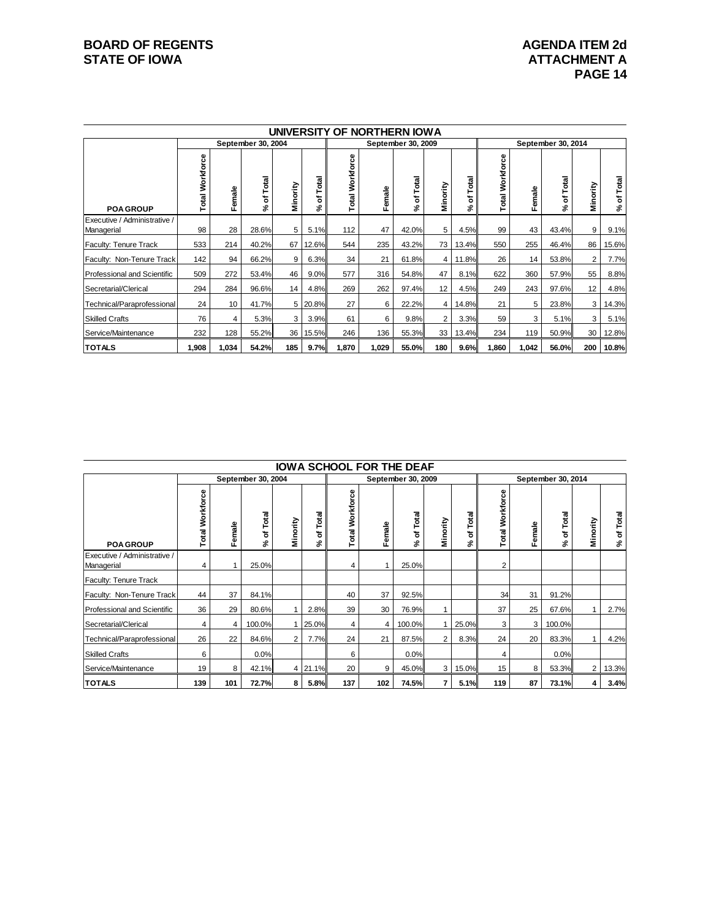## UNIVERSITY OF NORTHERN IOWA

| | September 30, 2004 | | | | | September 30, 2009 | | | | | September 30, 2014 | | | | |
|---|---|---|---|---|---|---|---|---|---|---|---|---|---|---|---|
| POA GROUP | Total Workforce | Female | % of Total | Minority | % of Total | Total Workforce | Female | % of Total | Minority | % of Total | Total Workforce | Female | % of Total | Minority | % of Total |
| Executive / Administrative / Managerial | 98 | 28 | 28.6% | 5 | 5.1% | 112 | 47 | 42.0% | 5 | 4.5% | 99 | 43 | 43.4% | 9 | 9.1% |
| Faculty: Tenure Track | 533 | 214 | 40.2% | 67 | 12.6% | 544 | 235 | 43.2% | 73 | 13.4% | 550 | 255 | 46.4% | 86 | 15.6% |
| Faculty: Non-Tenure Track | 142 | 94 | 66.2% | 9 | 6.3% | 34 | 21 | 61.8% | 4 | 11.8% | 26 | 14 | 53.8% | 2 | 7.7% |
| Professional and Scientific | 509 | 272 | 53.4% | 46 | 9.0% | 577 | 316 | 54.8% | 47 | 8.1% | 622 | 360 | 57.9% | 55 | 8.8% |
| Secretarial/Clerical | 294 | 284 | 96.6% | 14 | 4.8% | 269 | 262 | 97.4% | 12 | 4.5% | 249 | 243 | 97.6% | 12 | 4.8% |
| Technical/Paraprofessional | 24 | 10 | 41.7% | 5 | 20.8% | 27 | 6 | 22.2% | 4 | 14.8% | 21 | 5 | 23.8% | 3 | 14.3% |
| Skilled Crafts | 76 | 4 | 5.3% | 3 | 3.9% | 61 | 6 | 9.8% | 2 | 3.3% | 59 | 3 | 5.1% | 3 | 5.1% |
| Service/Maintenance | 232 | 128 | 55.2% | 36 | 15.5% | 246 | 136 | 55.3% | 33 | 13.4% | 234 | 119 | 50.9% | 30 | 12.8% |
| **TOTALS** | **1,908** | **1,034** | **54.2%** | **185** | **9.7%** | **1,870** | **1,029** | **55.0%** | **180** | **9.6%** | **1,860** | **1,042** | **56.0%** | **200** | **10.8%** |

## IOWA SCHOOL FOR THE DEAF

| | September 30, 2004 | | | | | September 30, 2009 | | | | | September 30, 2014 | | | | |
|---|---|---|---|---|---|---|---|---|---|---|---|---|---|---|---|
| POA GROUP | Total Workforce | Female | % of Total | Minority | % of Total | Total Workforce | Female | % of Total | Minority | % of Total | Total Workforce | Female | % of Total | Minority | % of Total |
| Executive / Administrative / Managerial | 4 | 1 | 25.0% | | | 4 | 1 | 25.0% | | | 2 | | | | |
| Faculty: Tenure Track | | | | | | | | | | | | | | | |
| Faculty: Non-Tenure Track | 44 | 37 | 84.1% | | | 40 | 37 | 92.5% | | | 34 | 31 | 91.2% | | |
| Professional and Scientific | 36 | 29 | 80.6% | 1 | 2.8% | 39 | 30 | 76.9% | 1 | | 37 | 25 | 67.6% | 1 | 2.7% |
| Secretarial/Clerical | 4 | 4 | 100.0% | 1 | 25.0% | 4 | 4 | 100.0% | 1 | 25.0% | 3 | 3 | 100.0% | | |
| Technical/Paraprofessional | 26 | 22 | 84.6% | 2 | 7.7% | 24 | 21 | 87.5% | 2 | 8.3% | 24 | 20 | 83.3% | 1 | 4.2% |
| Skilled Crafts | 6 | | 0.0% | | | 6 | | 0.0% | | | 4 | | 0.0% | | |
| Service/Maintenance | 19 | 8 | 42.1% | 4 | 21.1% | 20 | 9 | 45.0% | 3 | 15.0% | 15 | 8 | 53.3% | 2 | 13.3% |
| **TOTALS** | **139** | **101** | **72.7%** | **8** | **5.8%** | **137** | **102** | **74.5%** | **7** | **5.1%** | **119** | **87** | **73.1%** | **4** | **3.4%** |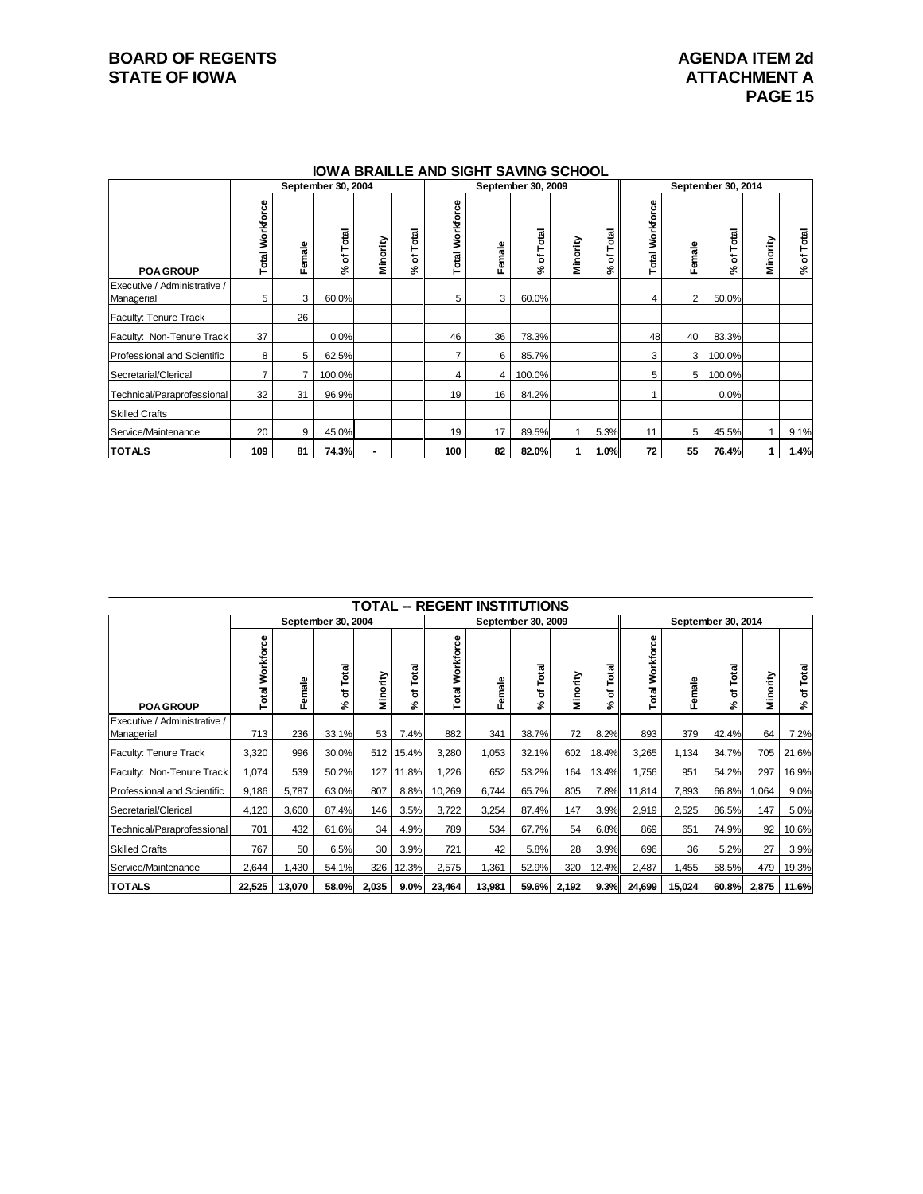## IOWA BRAILLE AND SIGHT SAVING SCHOOL

| | September 30, 2004 | | | | | September 30, 2009 | | | | | September 30, 2014 | | | | |
|---|---|---|---|---|---|---|---|---|---|---|---|---|---|---|---|
| **POA GROUP** | Total Workforce | Female | % of Total | Minority | % of Total | Total Workforce | Female | % of Total | Minority | % of Total | Total Workforce | Female | % of Total | Minority | % of Total |
| Executive / Administrative / Managerial | 5 | 3 | 60.0% | | | 5 | 3 | 60.0% | | | 4 | 2 | 50.0% | | |
| Faculty: Tenure Track | | 26 | | | | | | | | | | | | | |
| Faculty: Non-Tenure Track | 37 | | 0.0% | | | 46 | 36 | 78.3% | | | 48 | 40 | 83.3% | | |
| Professional and Scientific | 8 | 5 | 62.5% | | | 7 | 6 | 85.7% | | | 3 | 3 | 100.0% | | |
| Secretarial/Clerical | 7 | 7 | 100.0% | | | 4 | 4 | 100.0% | | | 5 | 5 | 100.0% | | |
| Technical/Paraprofessional | 32 | 31 | 96.9% | | | 19 | 16 | 84.2% | | | 1 | | 0.0% | | |
| Skilled Crafts | | | | | | | | | | | | | | | |
| Service/Maintenance | 20 | 9 | 45.0% | | | 19 | 17 | 89.5% | 1 | 5.3% | 11 | 5 | 45.5% | 1 | 9.1% |
| **TOTALS** | **109** | **81** | **74.3%** | **-** | | **100** | **82** | **82.0%** | **1** | **1.0%** | **72** | **55** | **76.4%** | **1** | **1.4%** |

## TOTAL -- REGENT INSTITUTIONS

| | September 30, 2004 | | | | | September 30, 2009 | | | | | September 30, 2014 | | | | |
|---|---|---|---|---|---|---|---|---|---|---|---|---|---|---|---|
| **POA GROUP** | Total Workforce | Female | % of Total | Minority | % of Total | Total Workforce | Female | % of Total | Minority | % of Total | Total Workforce | Female | % of Total | Minority | % of Total |
| Executive / Administrative / Managerial | 713 | 236 | 33.1% | 53 | 7.4% | 882 | 341 | 38.7% | 72 | 8.2% | 893 | 379 | 42.4% | 64 | 7.2% |
| Faculty: Tenure Track | 3,320 | 996 | 30.0% | 512 | 15.4% | 3,280 | 1,053 | 32.1% | 602 | 18.4% | 3,265 | 1,134 | 34.7% | 705 | 21.6% |
| Faculty: Non-Tenure Track | 1,074 | 539 | 50.2% | 127 | 11.8% | 1,226 | 652 | 53.2% | 164 | 13.4% | 1,756 | 951 | 54.2% | 297 | 16.9% |
| Professional and Scientific | 9,186 | 5,787 | 63.0% | 807 | 8.8% | 10,269 | 6,744 | 65.7% | 805 | 7.8% | 11,814 | 7,893 | 66.8% | 1,064 | 9.0% |
| Secretarial/Clerical | 4,120 | 3,600 | 87.4% | 146 | 3.5% | 3,722 | 3,254 | 87.4% | 147 | 3.9% | 2,919 | 2,525 | 86.5% | 147 | 5.0% |
| Technical/Paraprofessional | 701 | 432 | 61.6% | 34 | 4.9% | 789 | 534 | 67.7% | 54 | 6.8% | 869 | 651 | 74.9% | 92 | 10.6% |
| Skilled Crafts | 767 | 50 | 6.5% | 30 | 3.9% | 721 | 42 | 5.8% | 28 | 3.9% | 696 | 36 | 5.2% | 27 | 3.9% |
| Service/Maintenance | 2,644 | 1,430 | 54.1% | 326 | 12.3% | 2,575 | 1,361 | 52.9% | 320 | 12.4% | 2,487 | 1,455 | 58.5% | 479 | 19.3% |
| **TOTALS** | **22,525** | **13,070** | **58.0%** | **2,035** | **9.0%** | **23,464** | **13,981** | **59.6%** | **2,192** | **9.3%** | **24,699** | **15,024** | **60.8%** | **2,875** | **11.6%** |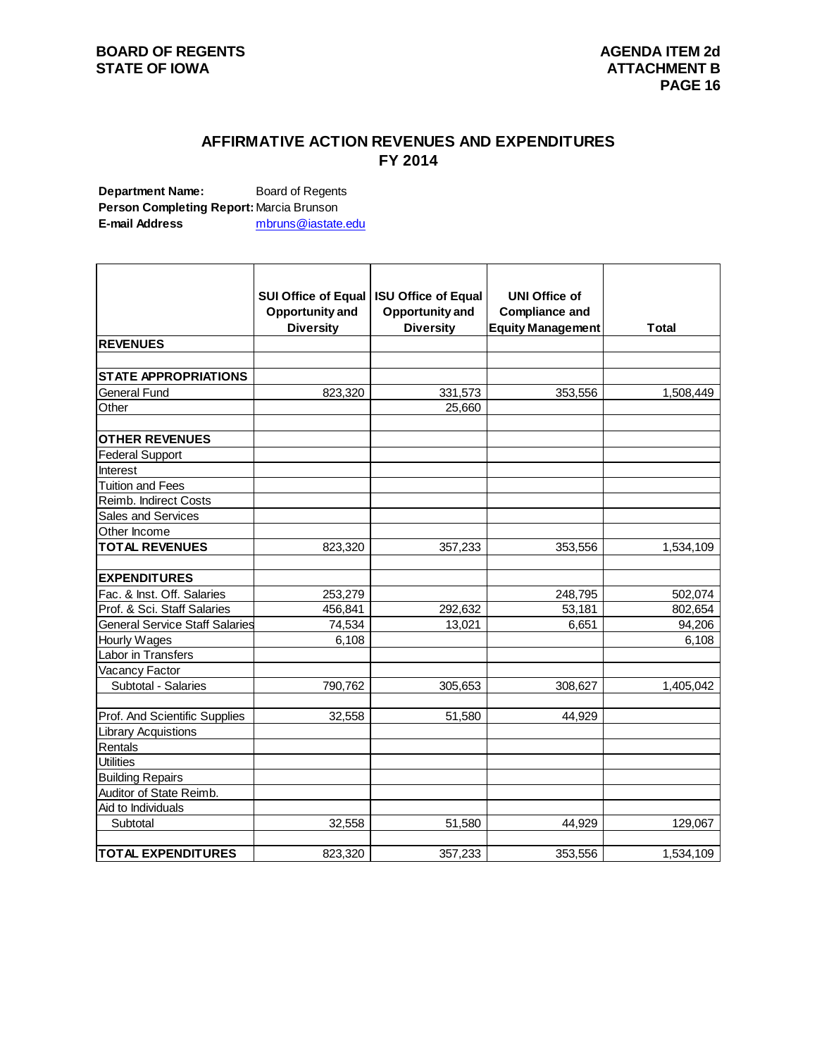BOARD OF REGENTS
STATE OF IOWA

AGENDA ITEM 2d
ATTACHMENT B
PAGE 16

## AFFIRMATIVE ACTION REVENUES AND EXPENDITURES
## FY 2014

**Department Name:** Board of Regents
**Person Completing Report:** Marcia Brunson
**E-mail Address** mbruns@iastate.edu

| | SUI Office of Equal Opportunity and Diversity | ISU Office of Equal Opportunity and Diversity | UNI Office of Compliance and Equity Management | Total |
|---|---|---|---|---|
| **REVENUES** | | | | |
| | | | | |
| **STATE APPROPRIATIONS** | | | | |
| General Fund | 823,320 | 331,573 | 353,556 | 1,508,449 |
| Other | | 25,660 | | |
| | | | | |
| **OTHER REVENUES** | | | | |
| Federal Support | | | | |
| Interest | | | | |
| Tuition and Fees | | | | |
| Reimb. Indirect Costs | | | | |
| Sales and Services | | | | |
| Other Income | | | | |
| **TOTAL REVENUES** | 823,320 | 357,233 | 353,556 | 1,534,109 |
| | | | | |
| **EXPENDITURES** | | | | |
| Fac. & Inst. Off. Salaries | 253,279 | | 248,795 | 502,074 |
| Prof. & Sci. Staff Salaries | 456,841 | 292,632 | 53,181 | 802,654 |
| General Service Staff Salaries | 74,534 | 13,021 | 6,651 | 94,206 |
| Hourly Wages | 6,108 | | | 6,108 |
| Labor in Transfers | | | | |
| Vacancy Factor | | | | |
| Subtotal - Salaries | 790,762 | 305,653 | 308,627 | 1,405,042 |
| | | | | |
| Prof. And Scientific Supplies | 32,558 | 51,580 | 44,929 | |
| Library Acquistions | | | | |
| Rentals | | | | |
| Utilities | | | | |
| Building Repairs | | | | |
| Auditor of State Reimb. | | | | |
| Aid to Individuals | | | | |
| Subtotal | 32,558 | 51,580 | 44,929 | 129,067 |
| | | | | |
| **TOTAL EXPENDITURES** | 823,320 | 357,233 | 353,556 | 1,534,109 |